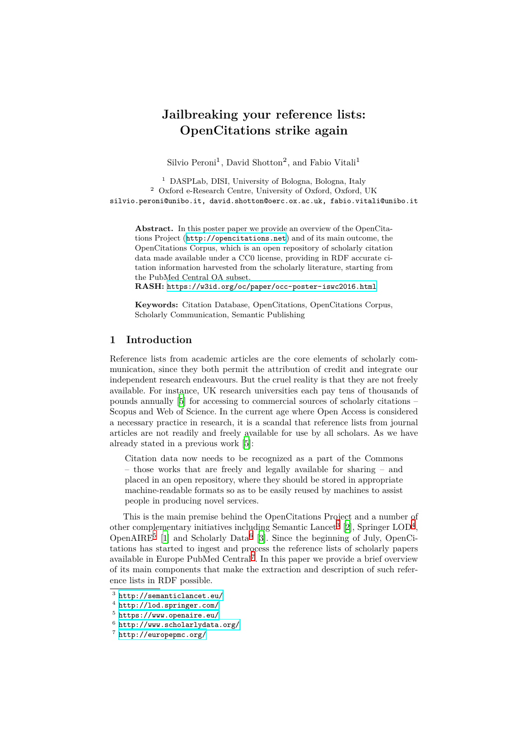# Jailbreaking your reference lists: OpenCitations strike again

Silvio Peroni[1], David Shotton[2], and Fabio Vitali[1]

[1] DASPLab, DISI, University of Bologna, Bologna, Italy
[2] Oxford e-Research Centre, University of Oxford, Oxford, UK
silvio.peroni@unibo.it, david.shotton@oerc.ox.ac.uk, fabio.vitali@unibo.it

**Abstract.** In this poster paper we provide an overview of the OpenCitations Project (http://opencitations.net) and of its main outcome, the OpenCitations Corpus, which is an open repository of scholarly citation data made available under a CC0 license, providing in RDF accurate citation information harvested from the scholarly literature, starting from the PubMed Central OA subset.
**RASH:** https://w3id.org/oc/paper/occ-poster-iswc2016.html

**Keywords:** Citation Database, OpenCitations, OpenCitations Corpus, Scholarly Communication, Semantic Publishing

## 1 Introduction

Reference lists from academic articles are the core elements of scholarly communication, since they both permit the attribution of credit and integrate our independent research endeavours. But the cruel reality is that they are not freely available. For instance, UK research universities each pay tens of thousands of pounds annually [5] for accessing to commercial sources of scholarly citations – Scopus and Web of Science. In the current age where Open Access is considered a necessary practice in research, it is a scandal that reference lists from journal articles are not readily and freely available for use by all scholars. As we have already stated in a previous work [5]:

> Citation data now needs to be recognized as a part of the Commons – those works that are freely and legally available for sharing – and placed in an open repository, where they should be stored in appropriate machine-readable formats so as to be easily reused by machines to assist people in producing novel services.

This is the main premise behind the OpenCitations Project and a number of other complementary initiatives including Semantic Lancet[3] [2], Springer LOD[4], OpenAIRE[5] [1] and Scholarly Data[6] [3]. Since the beginning of July, OpenCitations has started to ingest and process the reference lists of scholarly papers available in Europe PubMed Central[7]. In this paper we provide a brief overview of its main components that make the extraction and description of such reference lists in RDF possible.

[3] http://semanticlancet.eu/
[4] http://lod.springer.com/
[5] https://www.openaire.eu/
[6] http://www.scholarlydata.org/
[7] http://europepmc.org/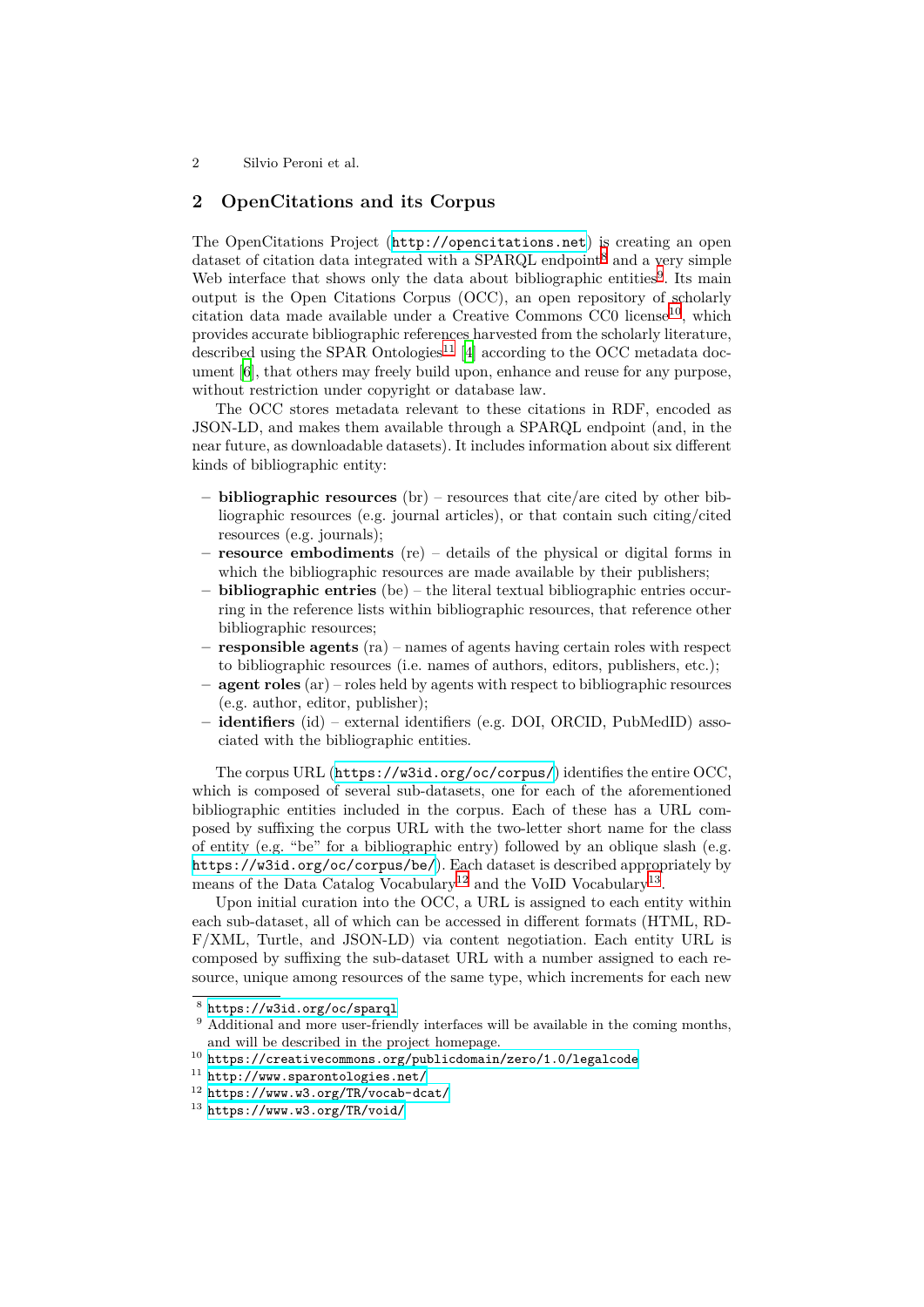## 2 OpenCitations and its Corpus

The OpenCitations Project (http://opencitations.net) is creating an open dataset of citation data integrated with a SPARQL endpoint[8] and a very simple Web interface that shows only the data about bibliographic entities[9]. Its main output is the Open Citations Corpus (OCC), an open repository of scholarly citation data made available under a Creative Commons CC0 license[10], which provides accurate bibliographic references harvested from the scholarly literature, described using the SPAR Ontologies[11] [4] according to the OCC metadata document [6], that others may freely build upon, enhance and reuse for any purpose, without restriction under copyright or database law.

The OCC stores metadata relevant to these citations in RDF, encoded as JSON-LD, and makes them available through a SPARQL endpoint (and, in the near future, as downloadable datasets). It includes information about six different kinds of bibliographic entity:

- **bibliographic resources** (br) – resources that cite/are cited by other bibliographic resources (e.g. journal articles), or that contain such citing/cited resources (e.g. journals);
- **resource embodiments** (re) – details of the physical or digital forms in which the bibliographic resources are made available by their publishers;
- **bibliographic entries** (be) – the literal textual bibliographic entries occurring in the reference lists within bibliographic resources, that reference other bibliographic resources;
- **responsible agents** (ra) – names of agents having certain roles with respect to bibliographic resources (i.e. names of authors, editors, publishers, etc.);
- **agent roles** (ar) – roles held by agents with respect to bibliographic resources (e.g. author, editor, publisher);
- **identifiers** (id) – external identifiers (e.g. DOI, ORCID, PubMedID) associated with the bibliographic entities.

The corpus URL (https://w3id.org/oc/corpus/) identifies the entire OCC, which is composed of several sub-datasets, one for each of the aforementioned bibliographic entities included in the corpus. Each of these has a URL composed by suffixing the corpus URL with the two-letter short name for the class of entity (e.g. "be" for a bibliographic entry) followed by an oblique slash (e.g. https://w3id.org/oc/corpus/be/). Each dataset is described appropriately by means of the Data Catalog Vocabulary[12] and the VoID Vocabulary[13].

Upon initial curation into the OCC, a URL is assigned to each entity within each sub-dataset, all of which can be accessed in different formats (HTML, RDF/XML, Turtle, and JSON-LD) via content negotiation. Each entity URL is composed by suffixing the sub-dataset URL with a number assigned to each resource, unique among resources of the same type, which increments for each new

[8] https://w3id.org/oc/sparql

[9] Additional and more user-friendly interfaces will be available in the coming months, and will be described in the project homepage.

[10] https://creativecommons.org/publicdomain/zero/1.0/legalcode

[11] http://www.sparontologies.net/

[12] https://www.w3.org/TR/vocab-dcat/

[13] https://www.w3.org/TR/void/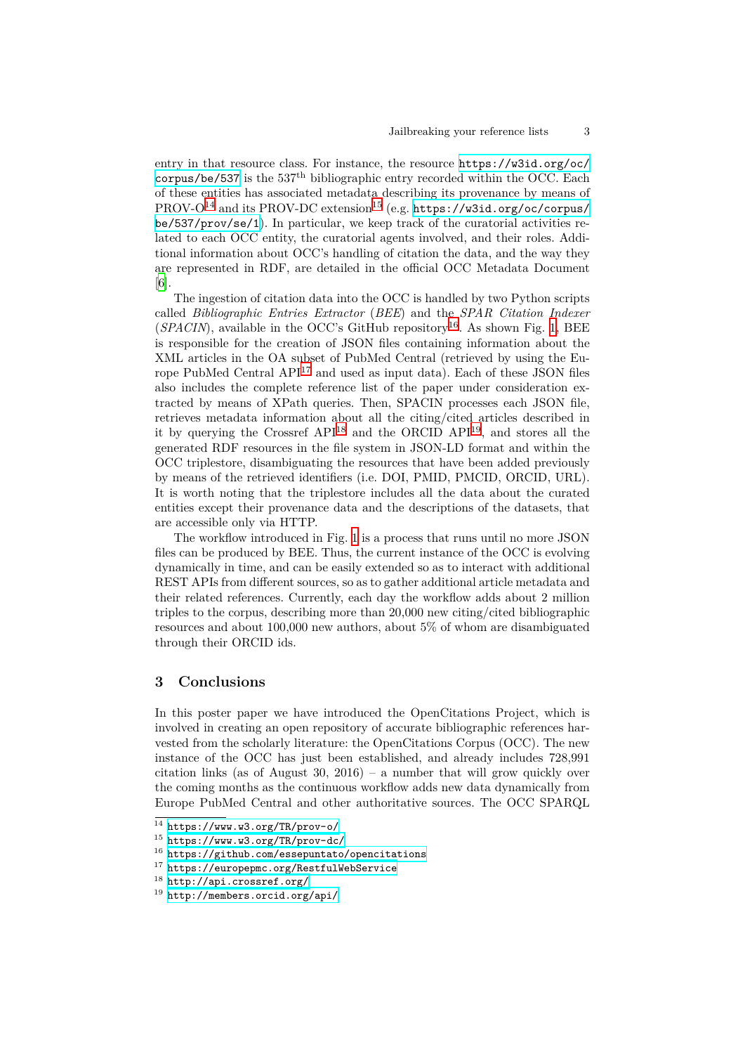entry in that resource class. For instance, the resource https://w3id.org/oc/corpus/be/537 is the $537^{\text{th}}$ bibliographic entry recorded within the OCC. Each of these entities has associated metadata describing its provenance by means of PROV-O[14] and its PROV-DC extension[15] (e.g. https://w3id.org/oc/corpus/be/537/prov/se/1). In particular, we keep track of the curatorial activities related to each OCC entity, the curatorial agents involved, and their roles. Additional information about OCC's handling of citation the data, and the way they are represented in RDF, are detailed in the official OCC Metadata Document [6].

The ingestion of citation data into the OCC is handled by two Python scripts called *Bibliographic Entries Extractor* (*BEE*) and the *SPAR Citation Indexer* (*SPACIN*), available in the OCC's GitHub repository[16]. As shown Fig. 1, BEE is responsible for the creation of JSON files containing information about the XML articles in the OA subset of PubMed Central (retrieved by using the Europe PubMed Central API[17] and used as input data). Each of these JSON files also includes the complete reference list of the paper under consideration extracted by means of XPath queries. Then, SPACIN processes each JSON file, retrieves metadata information about all the citing/cited articles described in it by querying the Crossref API[18] and the ORCID API[19], and stores all the generated RDF resources in the file system in JSON-LD format and within the OCC triplestore, disambiguating the resources that have been added previously by means of the retrieved identifiers (i.e. DOI, PMID, PMCID, ORCID, URL). It is worth noting that the triplestore includes all the data about the curated entities except their provenance data and the descriptions of the datasets, that are accessible only via HTTP.

The workflow introduced in Fig. 1 is a process that runs until no more JSON files can be produced by BEE. Thus, the current instance of the OCC is evolving dynamically in time, and can be easily extended so as to interact with additional REST APIs from different sources, so as to gather additional article metadata and their related references. Currently, each day the workflow adds about 2 million triples to the corpus, describing more than 20,000 new citing/cited bibliographic resources and about 100,000 new authors, about 5% of whom are disambiguated through their ORCID ids.

## 3 Conclusions

In this poster paper we have introduced the OpenCitations Project, which is involved in creating an open repository of accurate bibliographic references harvested from the scholarly literature: the OpenCitations Corpus (OCC). The new instance of the OCC has just been established, and already includes 728,991 citation links (as of August 30, 2016) – a number that will grow quickly over the coming months as the continuous workflow adds new data dynamically from Europe PubMed Central and other authoritative sources. The OCC SPARQL

---

[14] https://www.w3.org/TR/prov-o/
[15] https://www.w3.org/TR/prov-dc/
[16] https://github.com/essepuntato/opencitations
[17] https://europepmc.org/RestfulWebService
[18] http://api.crossref.org/
[19] http://members.orcid.org/api/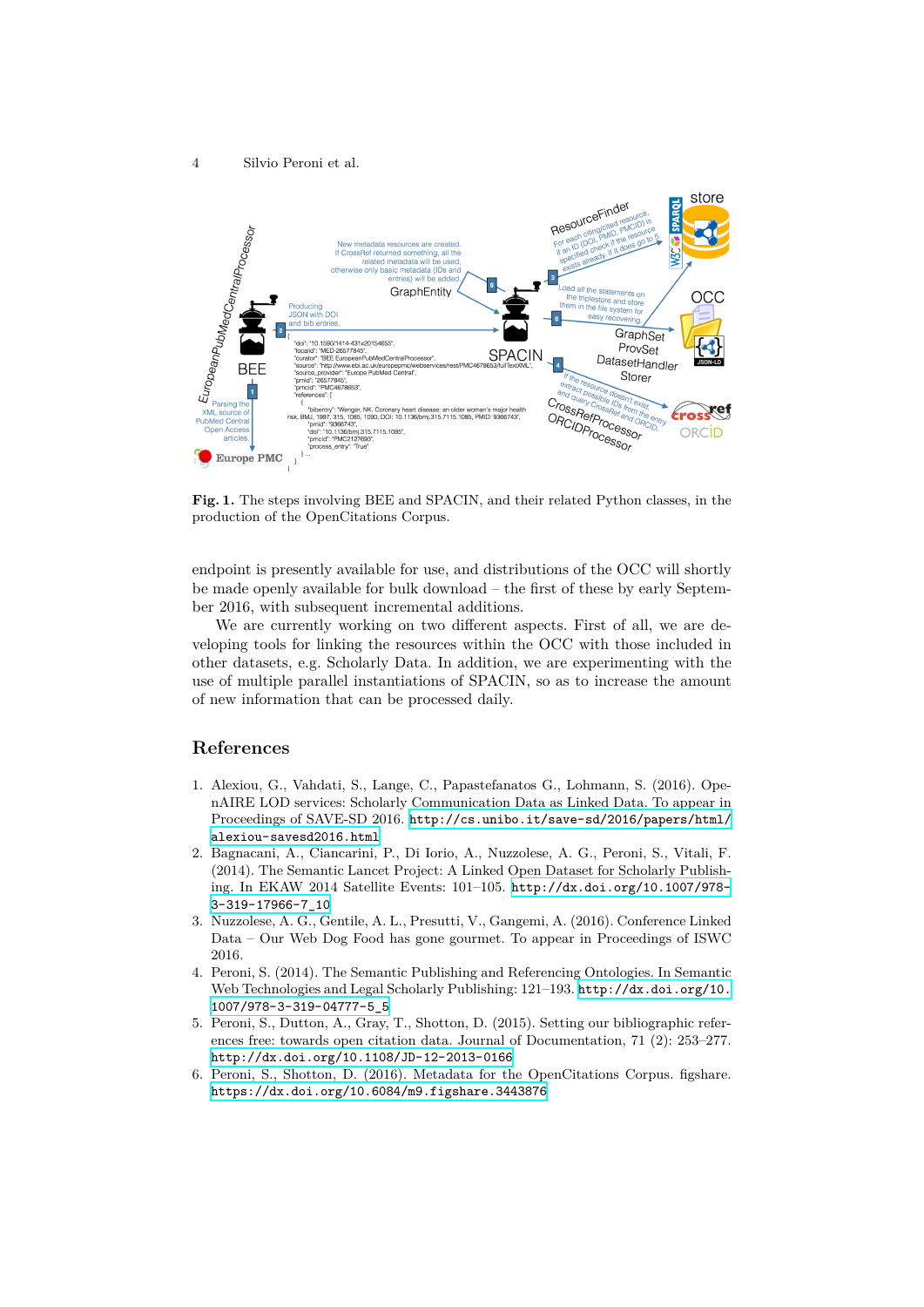Fig. 1. The steps involving BEE and SPACIN, and their related Python classes, in the production of the OpenCitations Corpus.

endpoint is presently available for use, and distributions of the OCC will shortly be made openly available for bulk download – the first of these by early September 2016, with subsequent incremental additions.

We are currently working on two different aspects. First of all, we are developing tools for linking the resources within the OCC with those included in other datasets, e.g. Scholarly Data. In addition, we are experimenting with the use of multiple parallel instantiations of SPACIN, so as to increase the amount of new information that can be processed daily.

## References

1. Alexiou, G., Vahdati, S., Lange, C., Papastefanatos G., Lohmann, S. (2016). OpenAIRE LOD services: Scholarly Communication Data as Linked Data. To appear in Proceedings of SAVE-SD 2016. http://cs.unibo.it/save-sd/2016/papers/html/alexiou-savesd2016.html
2. Bagnacani, A., Ciancarini, P., Di Iorio, A., Nuzzolese, A. G., Peroni, S., Vitali, F. (2014). The Semantic Lancet Project: A Linked Open Dataset for Scholarly Publishing. In EKAW 2014 Satellite Events: 101–105. http://dx.doi.org/10.1007/978-3-319-17966-7_10
3. Nuzzolese, A. G., Gentile, A. L., Presutti, V., Gangemi, A. (2016). Conference Linked Data – Our Web Dog Food has gone gourmet. To appear in Proceedings of ISWC 2016.
4. Peroni, S. (2014). The Semantic Publishing and Referencing Ontologies. In Semantic Web Technologies and Legal Scholarly Publishing: 121–193. http://dx.doi.org/10.1007/978-3-319-04777-5_5
5. Peroni, S., Dutton, A., Gray, T., Shotton, D. (2015). Setting our bibliographic references free: towards open citation data. Journal of Documentation, 71 (2): 253–277. http://dx.doi.org/10.1108/JD-12-2013-0166
6. Peroni, S., Shotton, D. (2016). Metadata for the OpenCitations Corpus. figshare. https://dx.doi.org/10.6084/m9.figshare.3443876